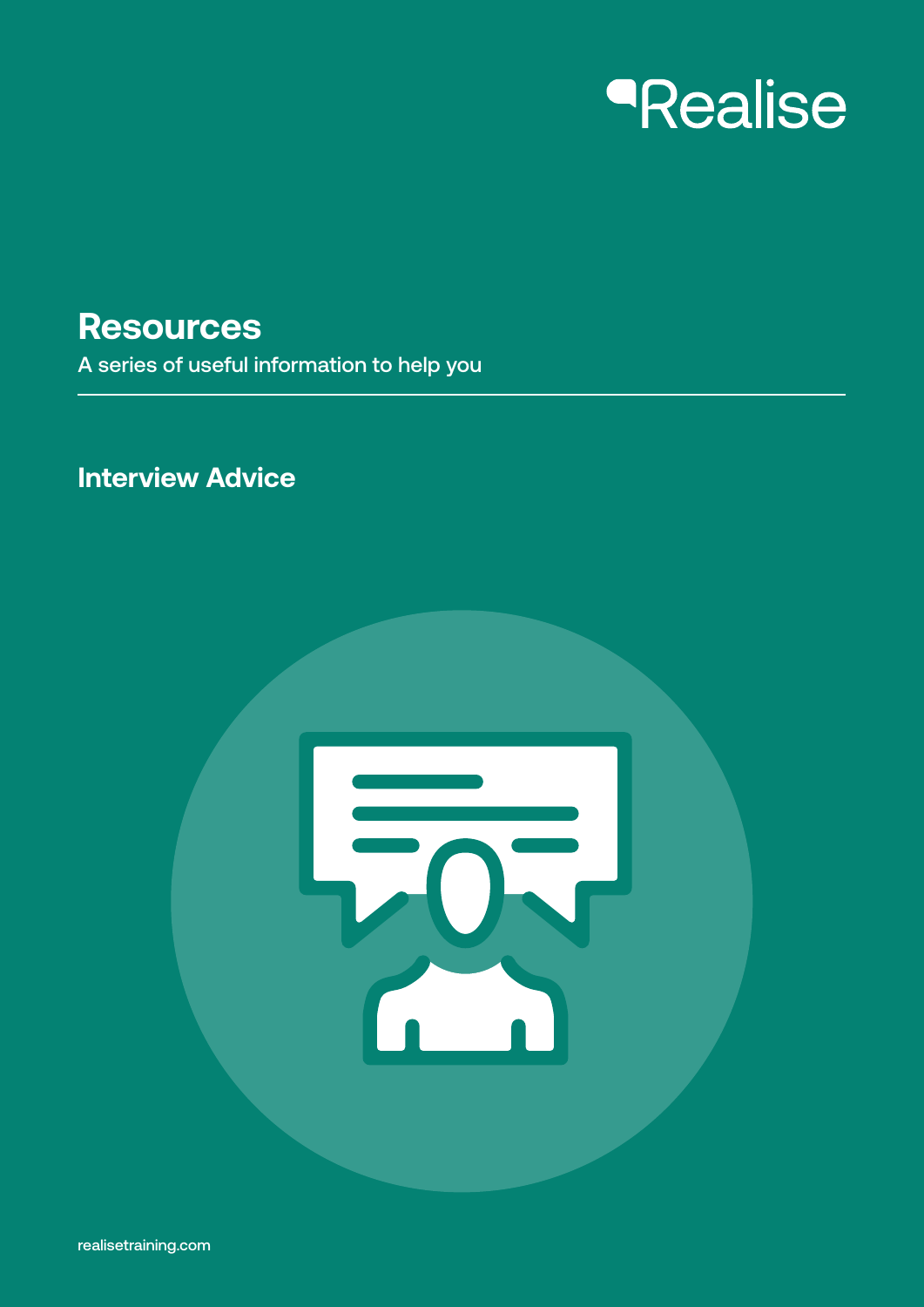Realise

# Resources

A series of useful information to help you

## Interview Advice

realisetraining.com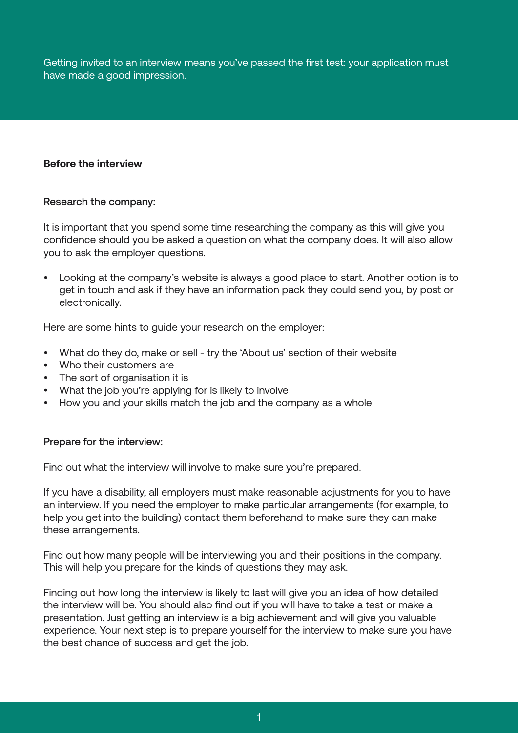Getting invited to an interview means you've passed the first test: your application must have made a good impression.

## Before the interview

### Research the company:

It is important that you spend some time researching the company as this will give you confidence should you be asked a question on what the company does. It will also allow you to ask the employer questions.

- Looking at the company's website is always a good place to start. Another option is to get in touch and ask if they have an information pack they could send you, by post or electronically.

Here are some hints to guide your research on the employer:

- What do they do, make or sell - try the 'About us' section of their website
- Who their customers are
- The sort of organisation it is
- What the job you're applying for is likely to involve
- How you and your skills match the job and the company as a whole

### Prepare for the interview:

Find out what the interview will involve to make sure you're prepared.

If you have a disability, all employers must make reasonable adjustments for you to have an interview. If you need the employer to make particular arrangements (for example, to help you get into the building) contact them beforehand to make sure they can make these arrangements.

Find out how many people will be interviewing you and their positions in the company. This will help you prepare for the kinds of questions they may ask.

Finding out how long the interview is likely to last will give you an idea of how detailed the interview will be. You should also find out if you will have to take a test or make a presentation. Just getting an interview is a big achievement and will give you valuable experience. Your next step is to prepare yourself for the interview to make sure you have the best chance of success and get the job.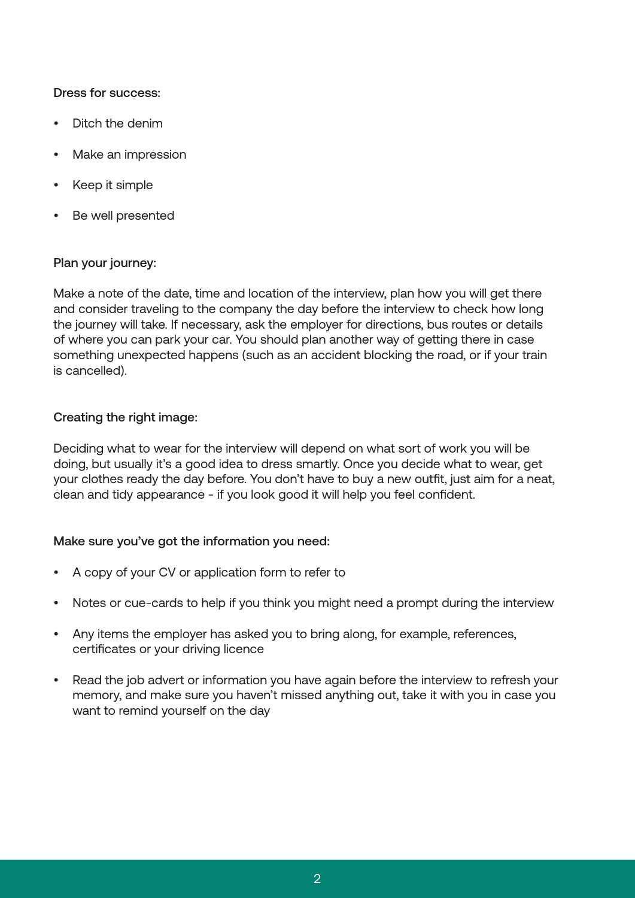**Dress for success:**

- Ditch the denim
- Make an impression
- Keep it simple
- Be well presented

**Plan your journey:**

Make a note of the date, time and location of the interview, plan how you will get there and consider traveling to the company the day before the interview to check how long the journey will take. If necessary, ask the employer for directions, bus routes or details of where you can park your car. You should plan another way of getting there in case something unexpected happens (such as an accident blocking the road, or if your train is cancelled).

**Creating the right image:**

Deciding what to wear for the interview will depend on what sort of work you will be doing, but usually it's a good idea to dress smartly. Once you decide what to wear, get your clothes ready the day before. You don't have to buy a new outfit, just aim for a neat, clean and tidy appearance - if you look good it will help you feel confident.

**Make sure you've got the information you need:**

- A copy of your CV or application form to refer to
- Notes or cue-cards to help if you think you might need a prompt during the interview
- Any items the employer has asked you to bring along, for example, references, certificates or your driving licence
- Read the job advert or information you have again before the interview to refresh your memory, and make sure you haven't missed anything out, take it with you in case you want to remind yourself on the day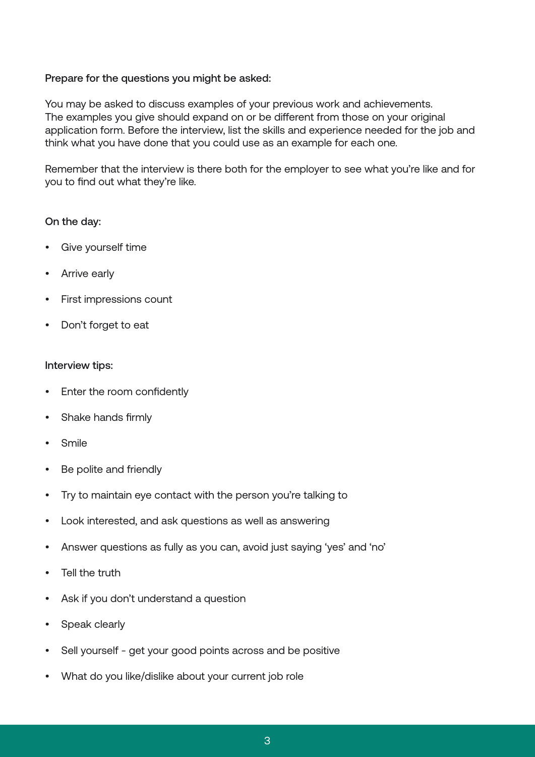### Prepare for the questions you might be asked:

You may be asked to discuss examples of your previous work and achievements. The examples you give should expand on or be different from those on your original application form. Before the interview, list the skills and experience needed for the job and think what you have done that you could use as an example for each one.

Remember that the interview is there both for the employer to see what you're like and for you to find out what they're like.

### On the day:

- Give yourself time
- Arrive early
- First impressions count
- Don't forget to eat

### Interview tips:

- Enter the room confidently
- Shake hands firmly
- Smile
- Be polite and friendly
- Try to maintain eye contact with the person you're talking to
- Look interested, and ask questions as well as answering
- Answer questions as fully as you can, avoid just saying 'yes' and 'no'
- Tell the truth
- Ask if you don't understand a question
- Speak clearly
- Sell yourself - get your good points across and be positive
- What do you like/dislike about your current job role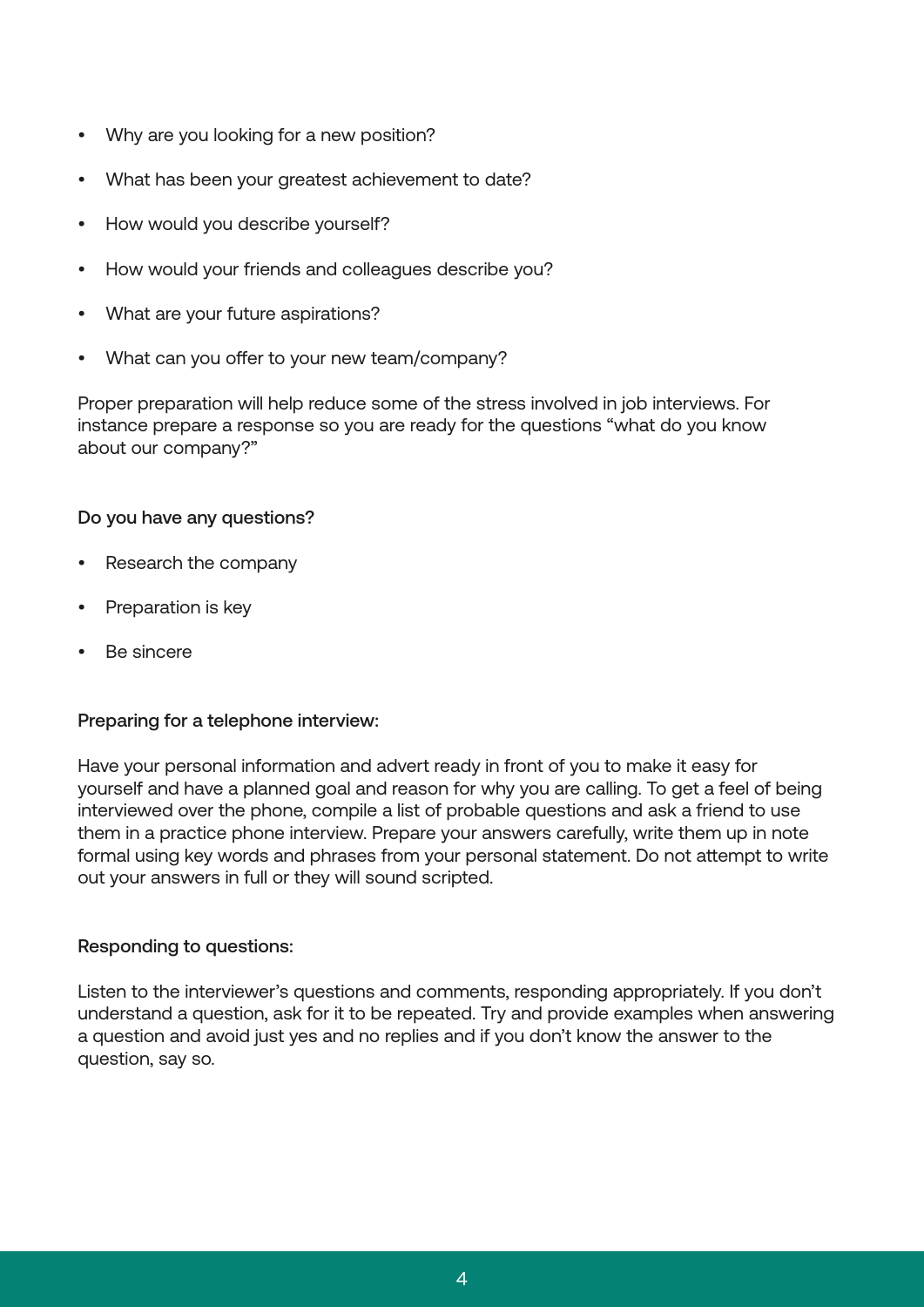- Why are you looking for a new position?
- What has been your greatest achievement to date?
- How would you describe yourself?
- How would your friends and colleagues describe you?
- What are your future aspirations?
- What can you offer to your new team/company?

Proper preparation will help reduce some of the stress involved in job interviews. For instance prepare a response so you are ready for the questions "what do you know about our company?"

**Do you have any questions?**

- Research the company
- Preparation is key
- Be sincere

**Preparing for a telephone interview:**

Have your personal information and advert ready in front of you to make it easy for yourself and have a planned goal and reason for why you are calling. To get a feel of being interviewed over the phone, compile a list of probable questions and ask a friend to use them in a practice phone interview. Prepare your answers carefully, write them up in note formal using key words and phrases from your personal statement. Do not attempt to write out your answers in full or they will sound scripted.

**Responding to questions:**

Listen to the interviewer's questions and comments, responding appropriately. If you don't understand a question, ask for it to be repeated. Try and provide examples when answering a question and avoid just yes and no replies and if you don't know the answer to the question, say so.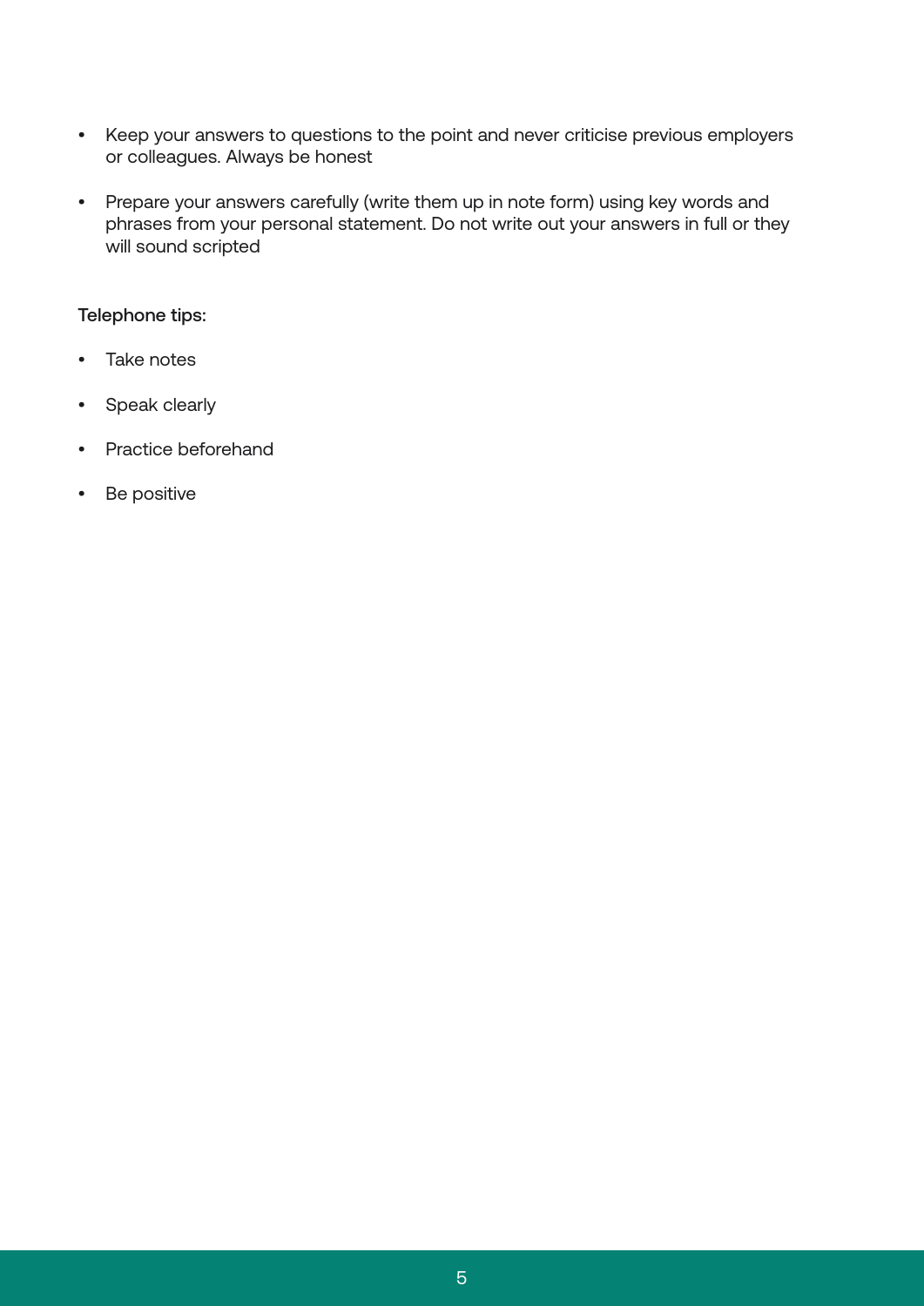- Keep your answers to questions to the point and never criticise previous employers or colleagues. Always be honest

- Prepare your answers carefully (write them up in note form) using key words and phrases from your personal statement. Do not write out your answers in full or they will sound scripted

Telephone tips:

- Take notes

- Speak clearly

- Practice beforehand

- Be positive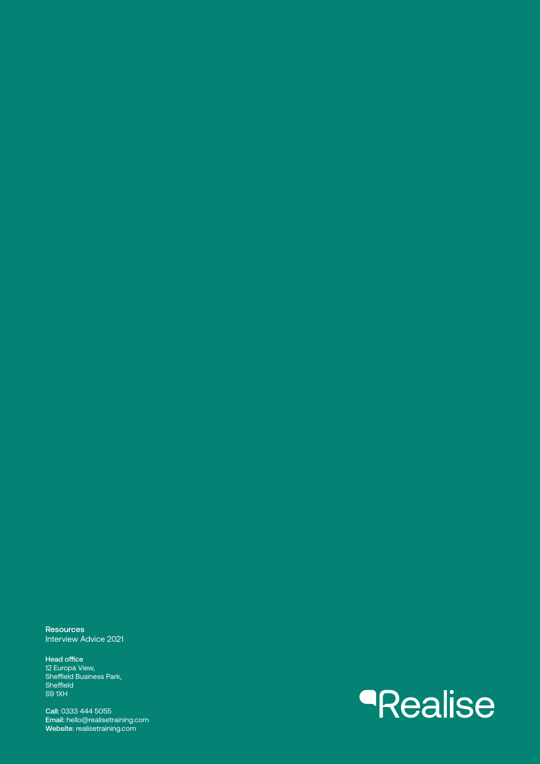**Resources**
Interview Advice 2021

**Head office**
12 Europa View,
Sheffield Business Park,
Sheffield
S9 1XH

**Call:** 0333 444 5055
**Email:** hello@realisetraining.com
**Website:** realisetraining.com

Realise